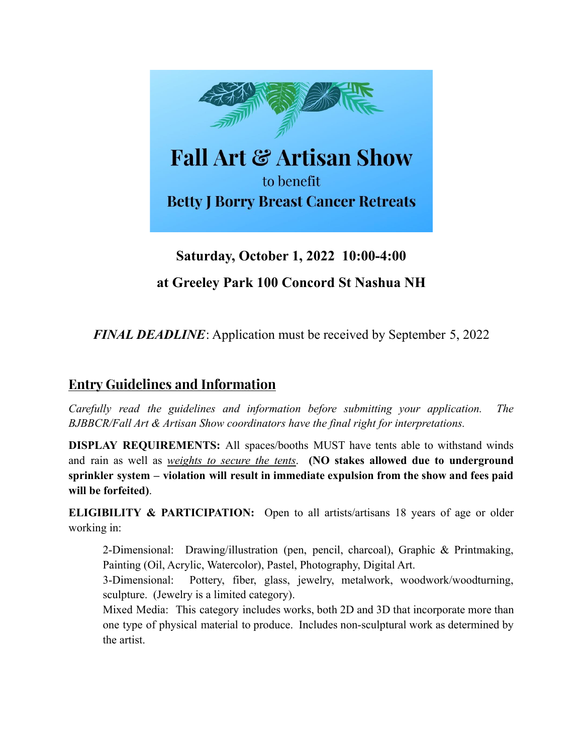# Fall Art & Artisan Show

to benefit

**Betty J Borry Breast Cancer Retreats**

**Saturday, October 1, 2022 10:00-4:00**

**at Greeley Park 100 Concord St Nashua NH**

***FINAL DEADLINE***: Application must be received by September 5, 2022

## Entry Guidelines and Information

*Carefully read the guidelines and information before submitting your application. The BJBBCR/Fall Art & Artisan Show coordinators have the final right for interpretations.*

**DISPLAY REQUIREMENTS:** All spaces/booths MUST have tents able to withstand winds and rain as well as *weights to secure the tents*. **(NO stakes allowed due to underground sprinkler system – violation will result in immediate expulsion from the show and fees paid will be forfeited)**.

**ELIGIBILITY & PARTICIPATION:** Open to all artists/artisans 18 years of age or older working in:

> 2-Dimensional: Drawing/illustration (pen, pencil, charcoal), Graphic & Printmaking, Painting (Oil, Acrylic, Watercolor), Pastel, Photography, Digital Art.
>
> 3-Dimensional: Pottery, fiber, glass, jewelry, metalwork, woodwork/woodturning, sculpture. (Jewelry is a limited category).
>
> Mixed Media: This category includes works, both 2D and 3D that incorporate more than one type of physical material to produce. Includes non-sculptural work as determined by the artist.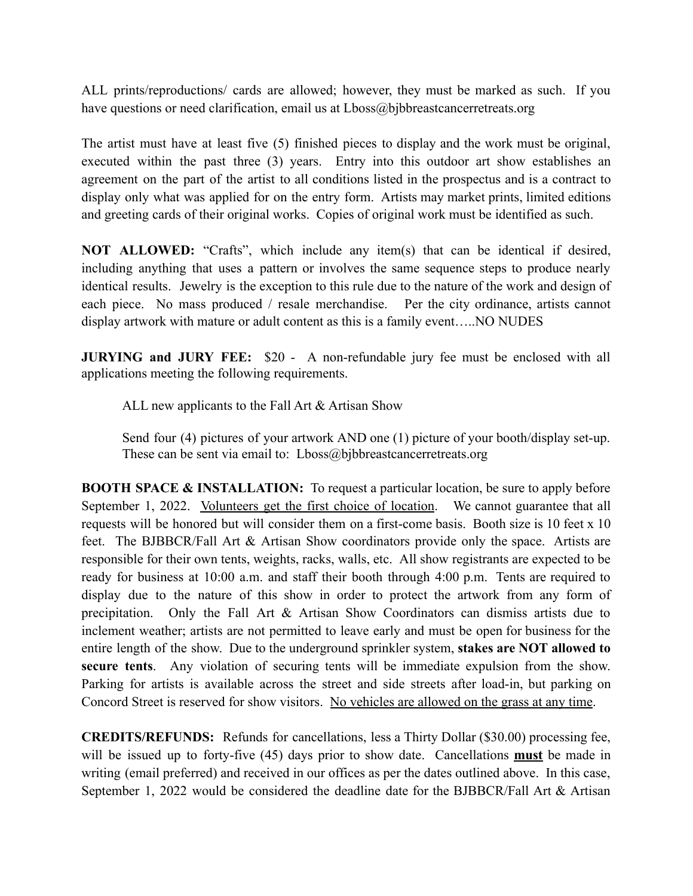ALL prints/reproductions/ cards are allowed; however, they must be marked as such. If you have questions or need clarification, email us at Lboss@bjbbreastcancerretreats.org

The artist must have at least five (5) finished pieces to display and the work must be original, executed within the past three (3) years. Entry into this outdoor art show establishes an agreement on the part of the artist to all conditions listed in the prospectus and is a contract to display only what was applied for on the entry form. Artists may market prints, limited editions and greeting cards of their original works. Copies of original work must be identified as such.

**NOT ALLOWED:** "Crafts", which include any item(s) that can be identical if desired, including anything that uses a pattern or involves the same sequence steps to produce nearly identical results. Jewelry is the exception to this rule due to the nature of the work and design of each piece. No mass produced / resale merchandise. Per the city ordinance, artists cannot display artwork with mature or adult content as this is a family event…..NO NUDES

**JURYING and JURY FEE:** $20 - A non-refundable jury fee must be enclosed with all applications meeting the following requirements.

ALL new applicants to the Fall Art & Artisan Show

Send four (4) pictures of your artwork AND one (1) picture of your booth/display set-up. These can be sent via email to: Lboss@bjbbreastcancerretreats.org

**BOOTH SPACE & INSTALLATION:** To request a particular location, be sure to apply before September 1, 2022. <u>Volunteers get the first choice of location</u>. We cannot guarantee that all requests will be honored but will consider them on a first-come basis. Booth size is 10 feet x 10 feet. The BJBBBCR/Fall Art & Artisan Show coordinators provide only the space. Artists are responsible for their own tents, weights, racks, walls, etc. All show registrants are expected to be ready for business at 10:00 a.m. and staff their booth through 4:00 p.m. Tents are required to display due to the nature of this show in order to protect the artwork from any form of precipitation. Only the Fall Art & Artisan Show Coordinators can dismiss artists due to inclement weather; artists are not permitted to leave early and must be open for business for the entire length of the show. Due to the underground sprinkler system, **stakes are NOT allowed to secure tents**. Any violation of securing tents will be immediate expulsion from the show. Parking for artists is available across the street and side streets after load-in, but parking on Concord Street is reserved for show visitors. <u>No vehicles are allowed on the grass at any time</u>.

**CREDITS/REFUNDS:** Refunds for cancellations, less a Thirty Dollar ($30.00) processing fee, will be issued up to forty-five (45) days prior to show date. Cancellations **<u>must</u>** be made in writing (email preferred) and received in our offices as per the dates outlined above. In this case, September 1, 2022 would be considered the deadline date for the BJBBCR/Fall Art & Artisan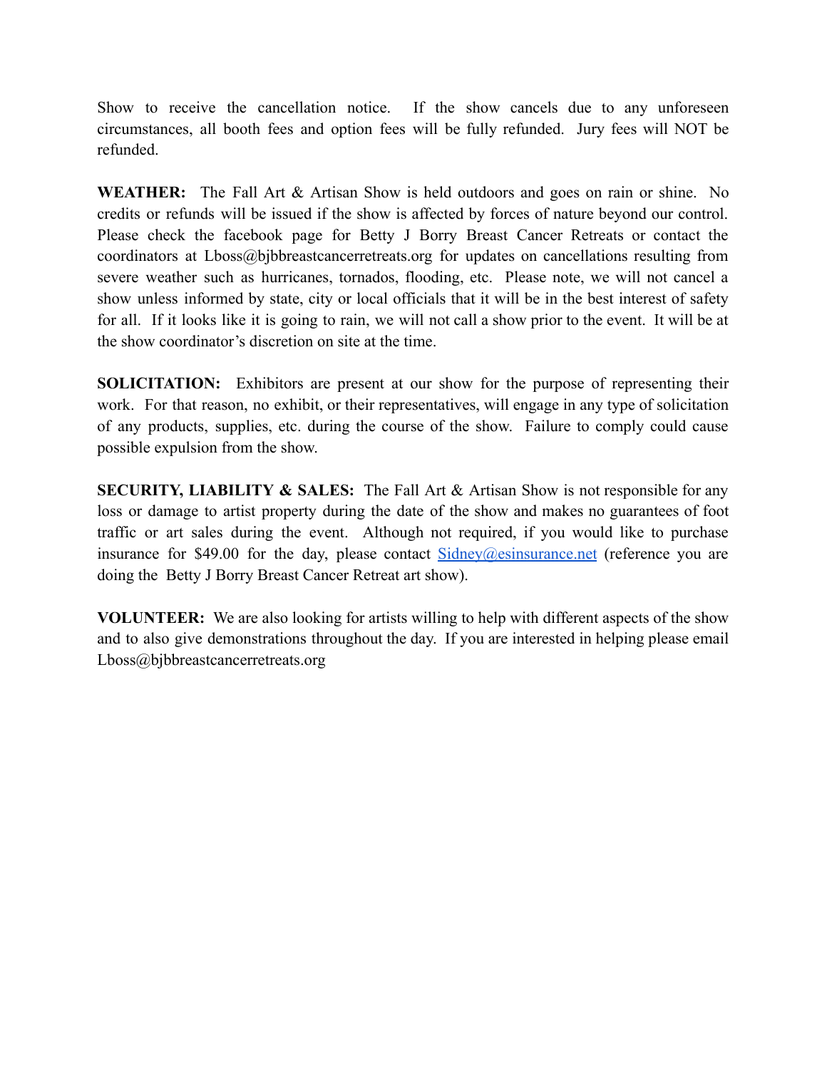Show to receive the cancellation notice. If the show cancels due to any unforeseen circumstances, all booth fees and option fees will be fully refunded. Jury fees will NOT be refunded.

**WEATHER:** The Fall Art & Artisan Show is held outdoors and goes on rain or shine. No credits or refunds will be issued if the show is affected by forces of nature beyond our control. Please check the facebook page for Betty J Borry Breast Cancer Retreats or contact the coordinators at Lboss@bjbbreastcancerretreats.org for updates on cancellations resulting from severe weather such as hurricanes, tornados, flooding, etc. Please note, we will not cancel a show unless informed by state, city or local officials that it will be in the best interest of safety for all. If it looks like it is going to rain, we will not call a show prior to the event. It will be at the show coordinator's discretion on site at the time.

**SOLICITATION:** Exhibitors are present at our show for the purpose of representing their work. For that reason, no exhibit, or their representatives, will engage in any type of solicitation of any products, supplies, etc. during the course of the show. Failure to comply could cause possible expulsion from the show.

**SECURITY, LIABILITY & SALES:** The Fall Art & Artisan Show is not responsible for any loss or damage to artist property during the date of the show and makes no guarantees of foot traffic or art sales during the event. Although not required, if you would like to purchase insurance for $49.00 for the day, please contact [Sidney@esinsurance.net](mailto:Sidney@esinsurance.net) (reference you are doing the Betty J Borry Breast Cancer Retreat art show).

**VOLUNTEER:** We are also looking for artists willing to help with different aspects of the show and to also give demonstrations throughout the day. If you are interested in helping please email Lboss@bjbbreastcancerretreats.org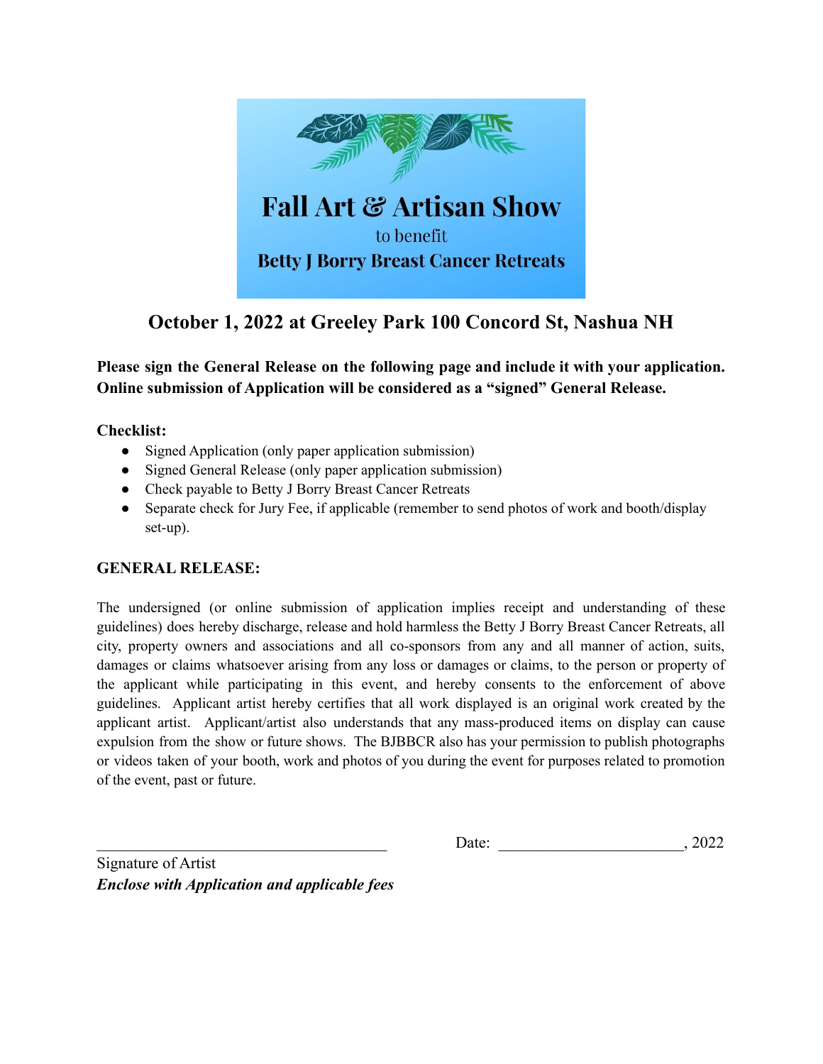# Fall Art & Artisan Show

to benefit

**Betty J Borry Breast Cancer Retreats**

## October 1, 2022 at Greeley Park 100 Concord St, Nashua NH

**Please sign the General Release on the following page and include it with your application. Online submission of Application will be considered as a "signed" General Release.**

**Checklist:**

- Signed Application (only paper application submission)
- Signed General Release (only paper application submission)
- Check payable to Betty J Borry Breast Cancer Retreats
- Separate check for Jury Fee, if applicable (remember to send photos of work and booth/display set-up).

**GENERAL RELEASE:**

The undersigned (or online submission of application implies receipt and understanding of these guidelines) does hereby discharge, release and hold harmless the Betty J Borry Breast Cancer Retreats, all city, property owners and associations and all co-sponsors from any and all manner of action, suits, damages or claims whatsoever arising from any loss or damages or claims, to the person or property of the applicant while participating in this event, and hereby consents to the enforcement of above guidelines. Applicant artist hereby certifies that all work displayed is an original work created by the applicant artist. Applicant/artist also understands that any mass-produced items on display can cause expulsion from the show or future shows. The BJBBCR also has your permission to publish photographs or videos taken of your booth, work and photos of you during the event for purposes related to promotion of the event, past or future.

_________________________________ Date: ____________________, 2022

Signature of Artist

***Enclose with Application and applicable fees***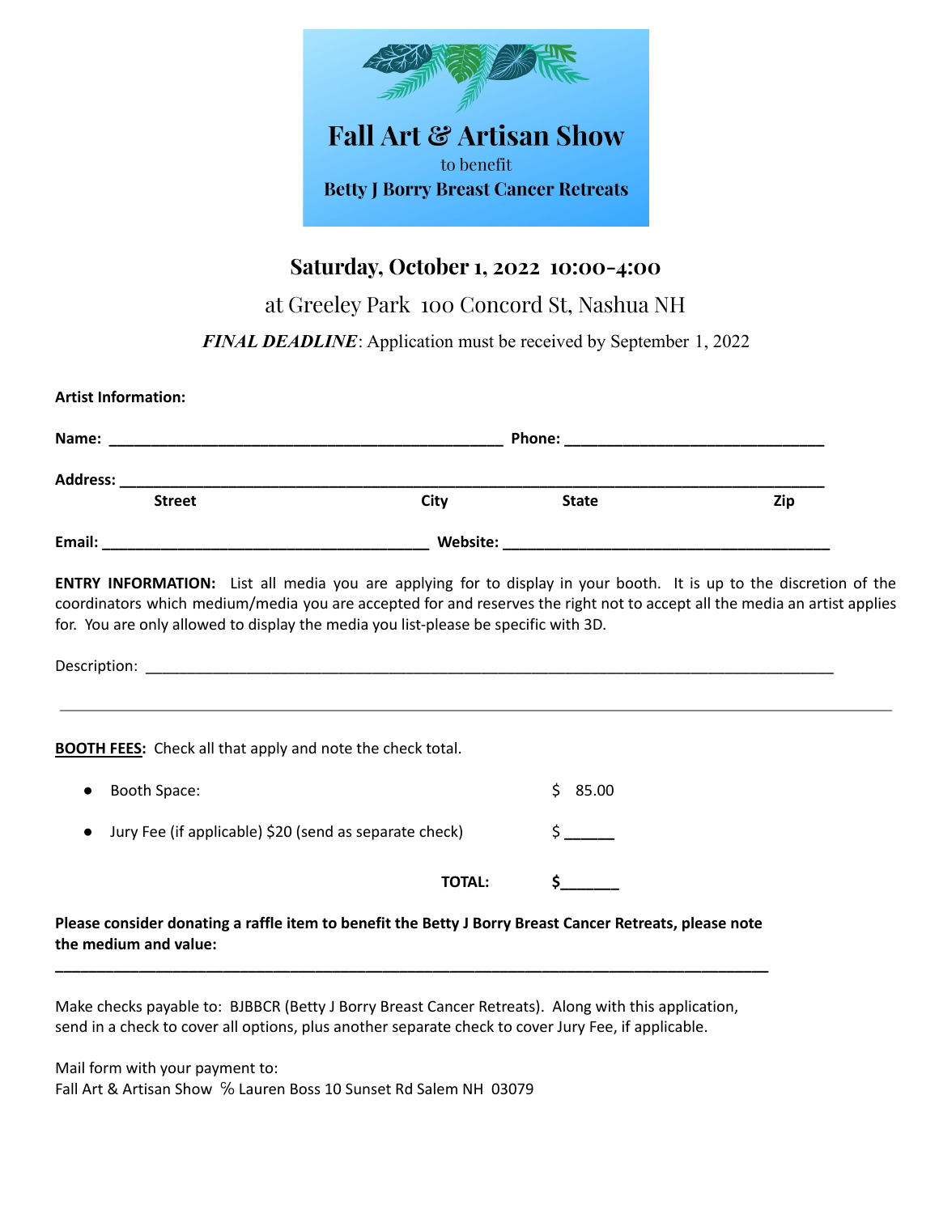# Fall Art & Artisan Show

to benefit

**Betty J Borry Breast Cancer Retreats**

## Saturday, October 1, 2022 10:00-4:00

at Greeley Park 100 Concord St, Nashua NH

***FINAL DEADLINE***: Application must be received by September 1, 2022

**Artist Information:**

**Name:** ________________________________________________ **Phone:** _______________________________

**Address:** _____________________________________________________________________________________

**Street** **City** **State** **Zip**

**Email:** _______________________________________ **Website:** _______________________________________

**ENTRY INFORMATION:** List all media you are applying for to display in your booth. It is up to the discretion of the coordinators which medium/media you are accepted for and reserves the right not to accept all the media an artist applies for. You are only allowed to display the media you list-please be specific with 3D.

Description: ____________________________________________________________________________________

---

**BOOTH FEES:** Check all that apply and note the check total.

- Booth Space: $ 85.00
- Jury Fee (if applicable) $20 (send as separate check) $ ______

**TOTAL:** **$_______**

**Please consider donating a raffle item to benefit the Betty J Borry Breast Cancer Retreats, please note the medium and value:**

**________________________________________________________________________________**

Make checks payable to: BJBBCR (Betty J Borry Breast Cancer Retreats). Along with this application, send in a check to cover all options, plus another separate check to cover Jury Fee, if applicable.

Mail form with your payment to:
Fall Art & Artisan Show ℅ Lauren Boss 10 Sunset Rd Salem NH 03079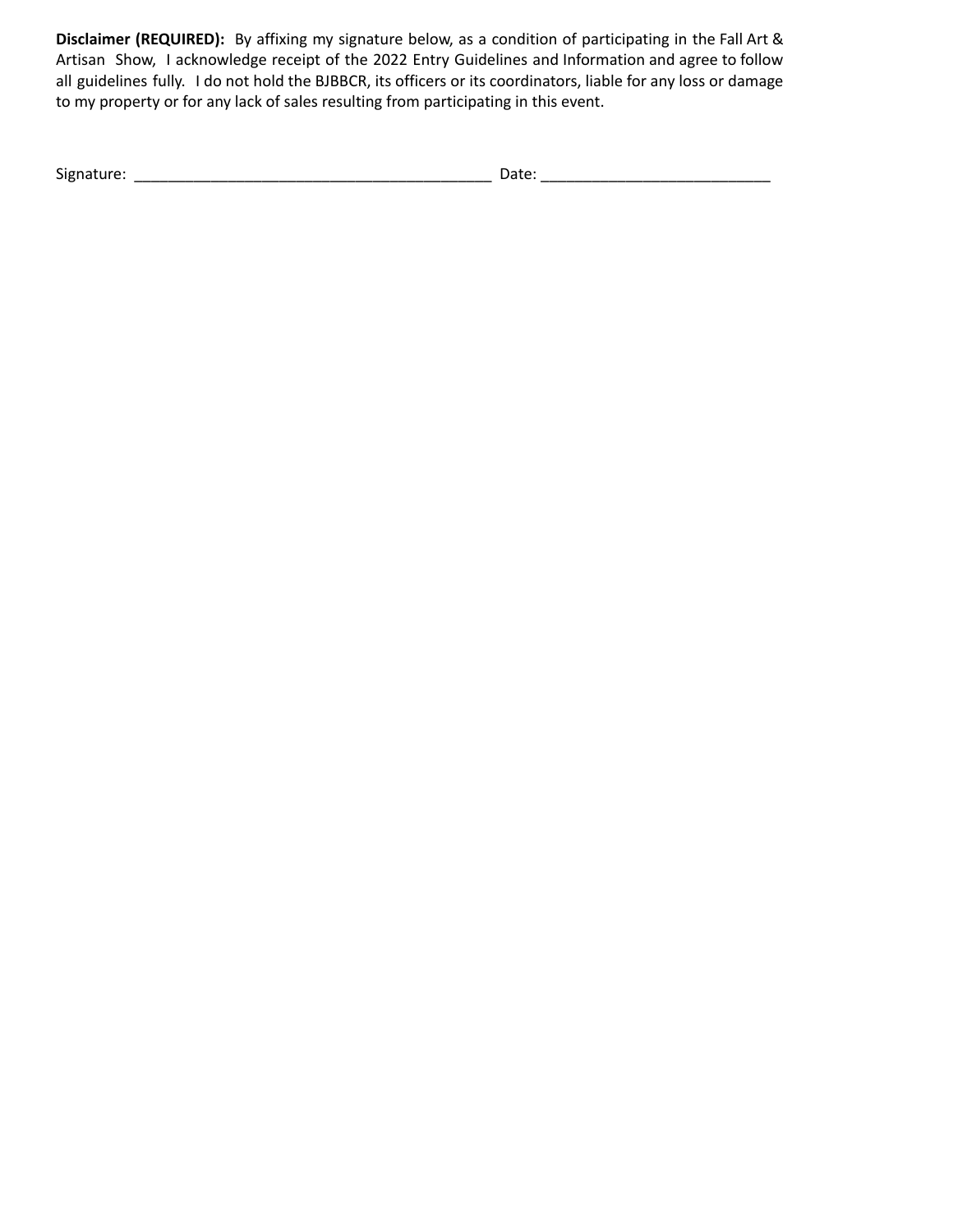**Disclaimer (REQUIRED):** By affixing my signature below, as a condition of participating in the Fall Art & Artisan Show, I acknowledge receipt of the 2022 Entry Guidelines and Information and agree to follow all guidelines fully. I do not hold the BJBBCR, its officers or its coordinators, liable for any loss or damage to my property or for any lack of sales resulting from participating in this event.

Signature: ___________________________________________ Date: ___________________________